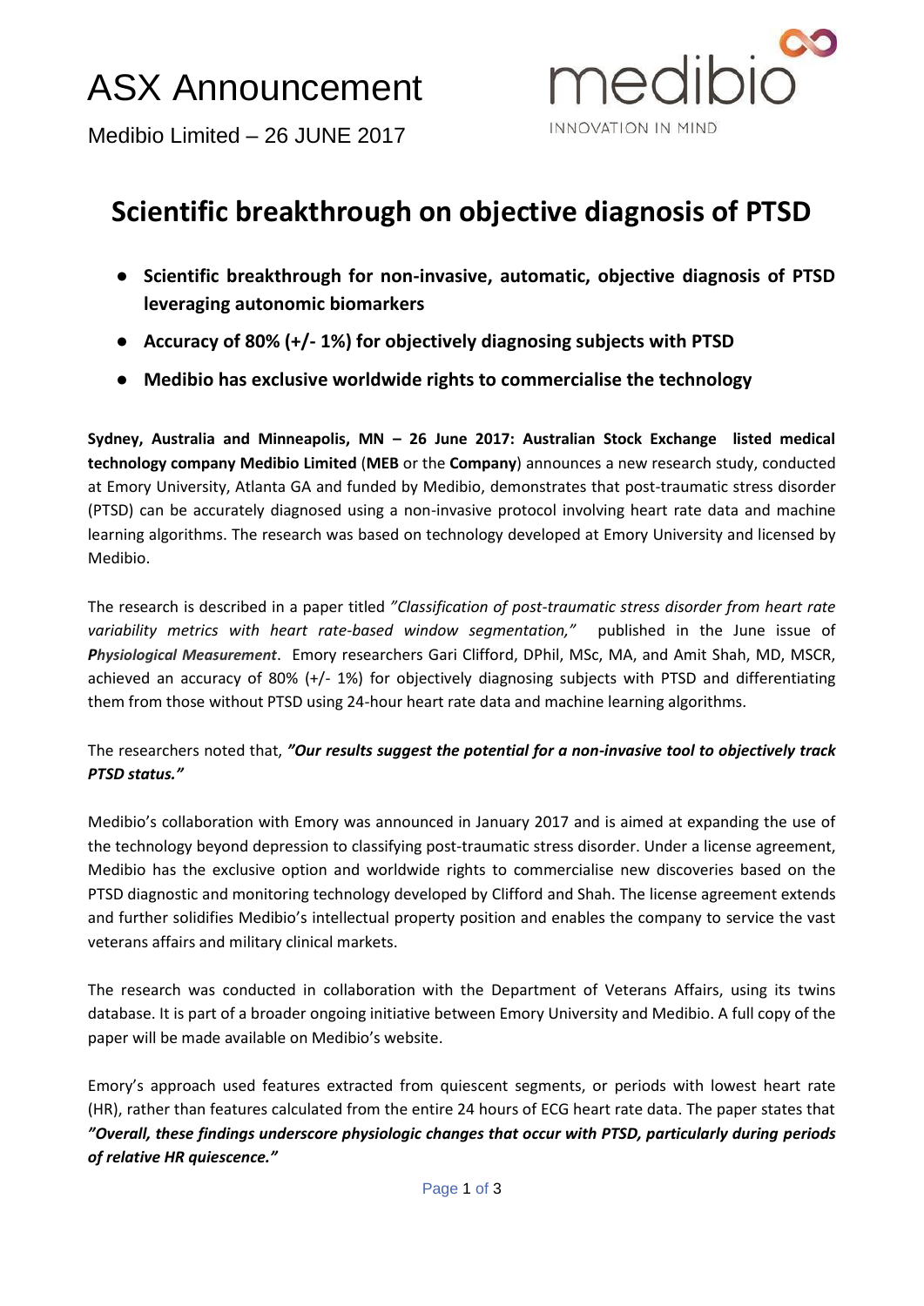# ASX Announcement

Medibio Limited – 26 JUNE 2017

## Scientific breakthrough on objective diagnosis of PTSD

- **Scientific breakthrough for non-invasive, automatic, objective diagnosis of PTSD leveraging autonomic biomarkers**
- **Accuracy of 80% (+/- 1%) for objectively diagnosing subjects with PTSD**
- **Medibio has exclusive worldwide rights to commercialise the technology**

**Sydney, Australia and Minneapolis, MN – 26 June 2017: Australian Stock Exchange listed medical technology company Medibio Limited** (**MEB** or the **Company**) announces a new research study, conducted at Emory University, Atlanta GA and funded by Medibio, demonstrates that post-traumatic stress disorder (PTSD) can be accurately diagnosed using a non-invasive protocol involving heart rate data and machine learning algorithms. The research was based on technology developed at Emory University and licensed by Medibio.

The research is described in a paper titled *"Classification of post-traumatic stress disorder from heart rate variability metrics with heart rate-based window segmentation,"* published in the June issue of ***Physiological Measurement***. Emory researchers Gari Clifford, DPhil, MSc, MA, and Amit Shah, MD, MSCR, achieved an accuracy of 80% (+/- 1%) for objectively diagnosing subjects with PTSD and differentiating them from those without PTSD using 24-hour heart rate data and machine learning algorithms.

The researchers noted that, ***"Our results suggest the potential for a non-invasive tool to objectively track PTSD status."***

Medibio's collaboration with Emory was announced in January 2017 and is aimed at expanding the use of the technology beyond depression to classifying post-traumatic stress disorder. Under a license agreement, Medibio has the exclusive option and worldwide rights to commercialise new discoveries based on the PTSD diagnostic and monitoring technology developed by Clifford and Shah. The license agreement extends and further solidifies Medibio's intellectual property position and enables the company to service the vast veterans affairs and military clinical markets.

The research was conducted in collaboration with the Department of Veterans Affairs, using its twins database. It is part of a broader ongoing initiative between Emory University and Medibio. A full copy of the paper will be made available on Medibio's website.

Emory's approach used features extracted from quiescent segments, or periods with lowest heart rate (HR), rather than features calculated from the entire 24 hours of ECG heart rate data. The paper states that ***"Overall, these findings underscore physiologic changes that occur with PTSD, particularly during periods of relative HR quiescence."***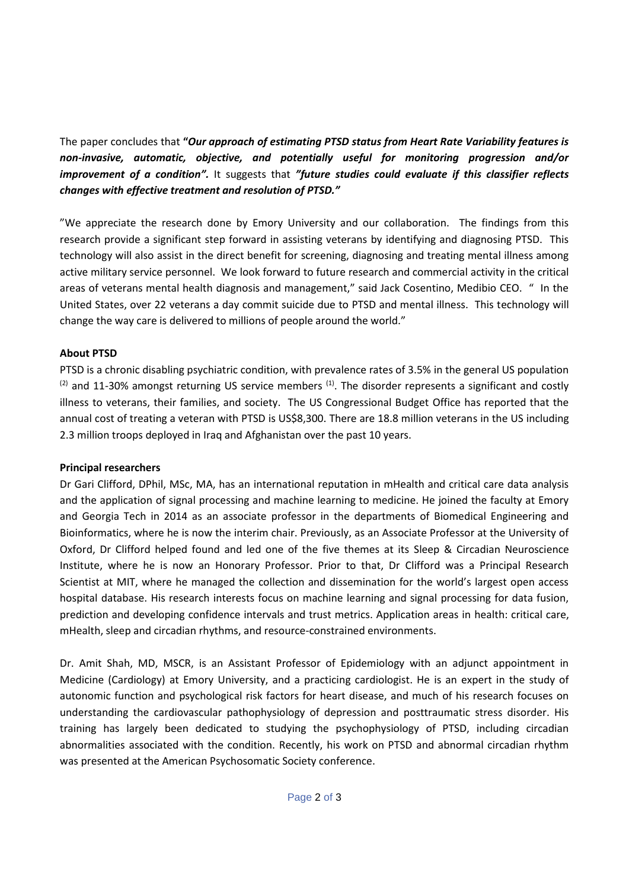The paper concludes that ***"Our approach of estimating PTSD status from Heart Rate Variability features is non-invasive, automatic, objective, and potentially useful for monitoring progression and/or improvement of a condition".*** It suggests that ***"future studies could evaluate if this classifier reflects changes with effective treatment and resolution of PTSD."***

"We appreciate the research done by Emory University and our collaboration. The findings from this research provide a significant step forward in assisting veterans by identifying and diagnosing PTSD. This technology will also assist in the direct benefit for screening, diagnosing and treating mental illness among active military service personnel. We look forward to future research and commercial activity in the critical areas of veterans mental health diagnosis and management," said Jack Cosentino, Medibio CEO. " In the United States, over 22 veterans a day commit suicide due to PTSD and mental illness. This technology will change the way care is delivered to millions of people around the world."

**About PTSD**

PTSD is a chronic disabling psychiatric condition, with prevalence rates of 3.5% in the general US population [(2)] and 11-30% amongst returning US service members [(1)]. The disorder represents a significant and costly illness to veterans, their families, and society. The US Congressional Budget Office has reported that the annual cost of treating a veteran with PTSD is US$8,300. There are 18.8 million veterans in the US including 2.3 million troops deployed in Iraq and Afghanistan over the past 10 years.

**Principal researchers**

Dr Gari Clifford, DPhil, MSc, MA, has an international reputation in mHealth and critical care data analysis and the application of signal processing and machine learning to medicine. He joined the faculty at Emory and Georgia Tech in 2014 as an associate professor in the departments of Biomedical Engineering and Bioinformatics, where he is now the interim chair. Previously, as an Associate Professor at the University of Oxford, Dr Clifford helped found and led one of the five themes at its Sleep & Circadian Neuroscience Institute, where he is now an Honorary Professor. Prior to that, Dr Clifford was a Principal Research Scientist at MIT, where he managed the collection and dissemination for the world's largest open access hospital database. His research interests focus on machine learning and signal processing for data fusion, prediction and developing confidence intervals and trust metrics. Application areas in health: critical care, mHealth, sleep and circadian rhythms, and resource-constrained environments.

Dr. Amit Shah, MD, MSCR, is an Assistant Professor of Epidemiology with an adjunct appointment in Medicine (Cardiology) at Emory University, and a practicing cardiologist. He is an expert in the study of autonomic function and psychological risk factors for heart disease, and much of his research focuses on understanding the cardiovascular pathophysiology of depression and posttraumatic stress disorder. His training has largely been dedicated to studying the psychophysiology of PTSD, including circadian abnormalities associated with the condition. Recently, his work on PTSD and abnormal circadian rhythm was presented at the American Psychosomatic Society conference.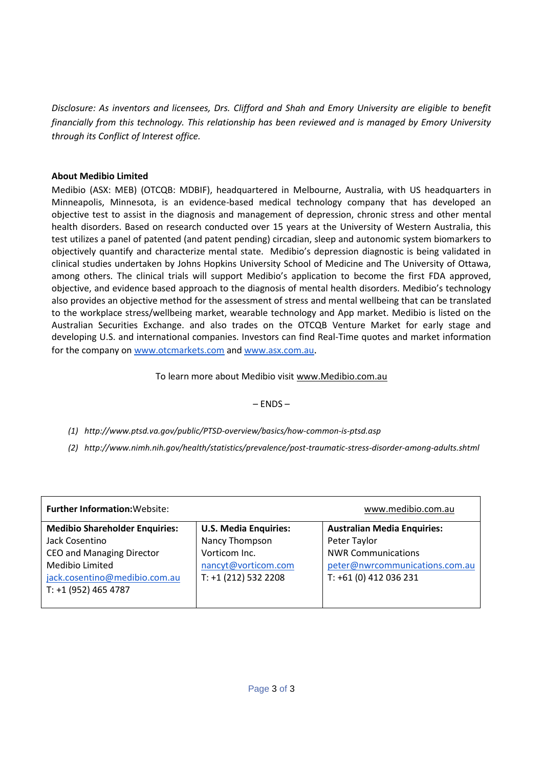*Disclosure: As inventors and licensees, Drs. Clifford and Shah and Emory University are eligible to benefit financially from this technology. This relationship has been reviewed and is managed by Emory University through its Conflict of Interest office.*

**About Medibio Limited**

Medibio (ASX: MEB) (OTCQB: MDBIF), headquartered in Melbourne, Australia, with US headquarters in Minneapolis, Minnesota, is an evidence-based medical technology company that has developed an objective test to assist in the diagnosis and management of depression, chronic stress and other mental health disorders. Based on research conducted over 15 years at the University of Western Australia, this test utilizes a panel of patented (and patent pending) circadian, sleep and autonomic system biomarkers to objectively quantify and characterize mental state. Medibio's depression diagnostic is being validated in clinical studies undertaken by Johns Hopkins University School of Medicine and The University of Ottawa, among others. The clinical trials will support Medibio's application to become the first FDA approved, objective, and evidence based approach to the diagnosis of mental health disorders. Medibio's technology also provides an objective method for the assessment of stress and mental wellbeing that can be translated to the workplace stress/wellbeing market, wearable technology and App market. Medibio is listed on the Australian Securities Exchange. and also trades on the OTCQB Venture Market for early stage and developing U.S. and international companies. Investors can find Real-Time quotes and market information for the company on www.otcmarkets.com and www.asx.com.au.

To learn more about Medibio visit www.Medibio.com.au

– ENDS –

1. *http://www.ptsd.va.gov/public/PTSD-overview/basics/how-common-is-ptsd.asp*
2. *http://www.nimh.nih.gov/health/statistics/prevalence/post-traumatic-stress-disorder-among-adults.shtml*

| **Further Information:** Website: | | www.medibio.com.au |
|---|---|---|
| **Medibio Shareholder Enquiries:**<br>Jack Cosentino<br>CEO and Managing Director<br>Medibio Limited<br>jack.cosentino@medibio.com.au<br>T: +1 (952) 465 4787 | **U.S. Media Enquiries:**<br>Nancy Thompson<br>Vorticom Inc.<br>nancyt@vorticom.com<br>T: +1 (212) 532 2208 | **Australian Media Enquiries:**<br>Peter Taylor<br>NWR Communications<br>peter@nwrcommunications.com.au<br>T: +61 (0) 412 036 231 |